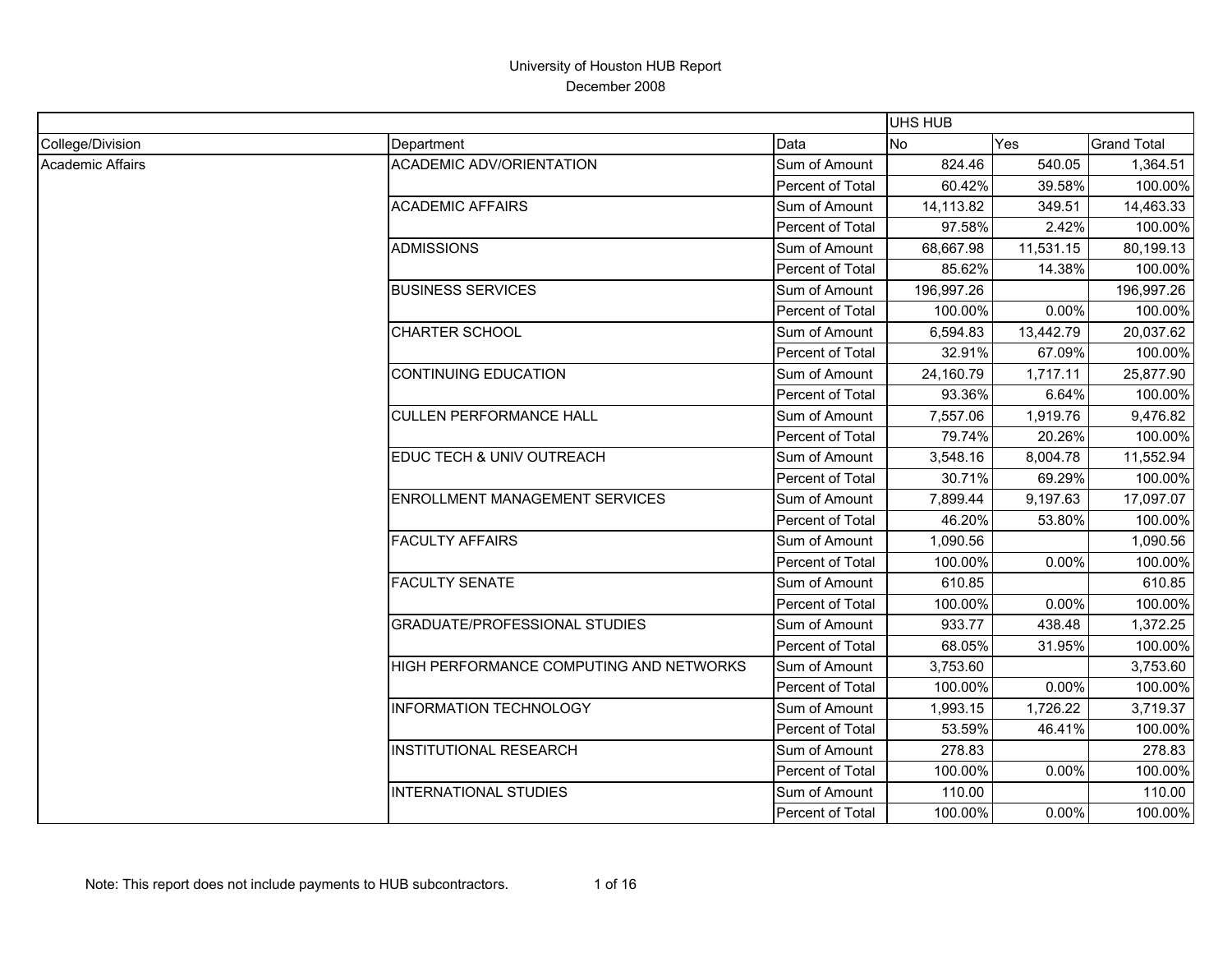University of Houston HUB Report
December 2008

| | | | UHS HUB | | |
|---|---|---|---|---|---|
| College/Division | Department | Data | No | Yes | Grand Total |
| Academic Affairs | ACADEMIC ADV/ORIENTATION | Sum of Amount | 824.46 | 540.05 | 1,364.51 |
| | | Percent of Total | 60.42% | 39.58% | 100.00% |
| | ACADEMIC AFFAIRS | Sum of Amount | 14,113.82 | 349.51 | 14,463.33 |
| | | Percent of Total | 97.58% | 2.42% | 100.00% |
| | ADMISSIONS | Sum of Amount | 68,667.98 | 11,531.15 | 80,199.13 |
| | | Percent of Total | 85.62% | 14.38% | 100.00% |
| | BUSINESS SERVICES | Sum of Amount | 196,997.26 | | 196,997.26 |
| | | Percent of Total | 100.00% | 0.00% | 100.00% |
| | CHARTER SCHOOL | Sum of Amount | 6,594.83 | 13,442.79 | 20,037.62 |
| | | Percent of Total | 32.91% | 67.09% | 100.00% |
| | CONTINUING EDUCATION | Sum of Amount | 24,160.79 | 1,717.11 | 25,877.90 |
| | | Percent of Total | 93.36% | 6.64% | 100.00% |
| | CULLEN PERFORMANCE HALL | Sum of Amount | 7,557.06 | 1,919.76 | 9,476.82 |
| | | Percent of Total | 79.74% | 20.26% | 100.00% |
| | EDUC TECH & UNIV OUTREACH | Sum of Amount | 3,548.16 | 8,004.78 | 11,552.94 |
| | | Percent of Total | 30.71% | 69.29% | 100.00% |
| | ENROLLMENT MANAGEMENT SERVICES | Sum of Amount | 7,899.44 | 9,197.63 | 17,097.07 |
| | | Percent of Total | 46.20% | 53.80% | 100.00% |
| | FACULTY AFFAIRS | Sum of Amount | 1,090.56 | | 1,090.56 |
| | | Percent of Total | 100.00% | 0.00% | 100.00% |
| | FACULTY SENATE | Sum of Amount | 610.85 | | 610.85 |
| | | Percent of Total | 100.00% | 0.00% | 100.00% |
| | GRADUATE/PROFESSIONAL STUDIES | Sum of Amount | 933.77 | 438.48 | 1,372.25 |
| | | Percent of Total | 68.05% | 31.95% | 100.00% |
| | HIGH PERFORMANCE COMPUTING AND NETWORKS | Sum of Amount | 3,753.60 | | 3,753.60 |
| | | Percent of Total | 100.00% | 0.00% | 100.00% |
| | INFORMATION TECHNOLOGY | Sum of Amount | 1,993.15 | 1,726.22 | 3,719.37 |
| | | Percent of Total | 53.59% | 46.41% | 100.00% |
| | INSTITUTIONAL RESEARCH | Sum of Amount | 278.83 | | 278.83 |
| | | Percent of Total | 100.00% | 0.00% | 100.00% |
| | INTERNATIONAL STUDIES | Sum of Amount | 110.00 | | 110.00 |
| | | Percent of Total | 100.00% | 0.00% | 100.00% |

Note: This report does not include payments to HUB subcontractors.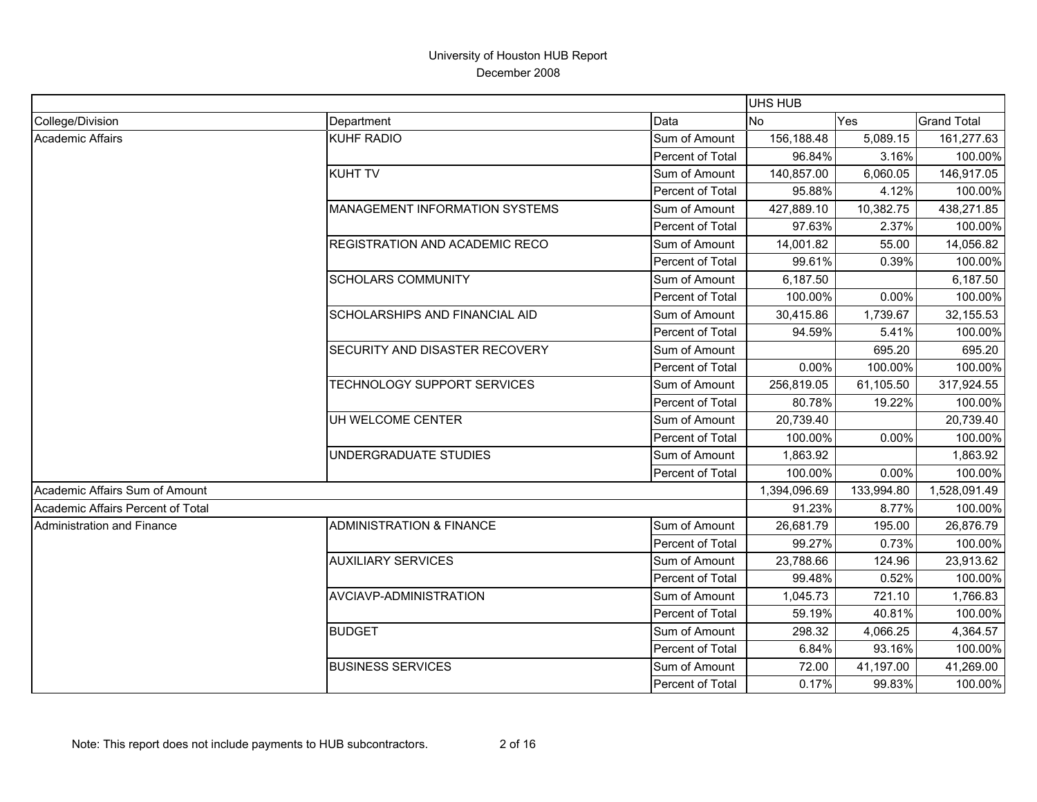University of Houston HUB Report
December 2008

| | | | UHS HUB | | |
|---|---|---|---|---|---|
| College/Division | Department | Data | No | Yes | Grand Total |
| Academic Affairs | KUHF RADIO | Sum of Amount | 156,188.48 | 5,089.15 | 161,277.63 |
| | | Percent of Total | 96.84% | 3.16% | 100.00% |
| | KUHT TV | Sum of Amount | 140,857.00 | 6,060.05 | 146,917.05 |
| | | Percent of Total | 95.88% | 4.12% | 100.00% |
| | MANAGEMENT INFORMATION SYSTEMS | Sum of Amount | 427,889.10 | 10,382.75 | 438,271.85 |
| | | Percent of Total | 97.63% | 2.37% | 100.00% |
| | REGISTRATION AND ACADEMIC RECO | Sum of Amount | 14,001.82 | 55.00 | 14,056.82 |
| | | Percent of Total | 99.61% | 0.39% | 100.00% |
| | SCHOLARS COMMUNITY | Sum of Amount | 6,187.50 | | 6,187.50 |
| | | Percent of Total | 100.00% | 0.00% | 100.00% |
| | SCHOLARSHIPS AND FINANCIAL AID | Sum of Amount | 30,415.86 | 1,739.67 | 32,155.53 |
| | | Percent of Total | 94.59% | 5.41% | 100.00% |
| | SECURITY AND DISASTER RECOVERY | Sum of Amount | | 695.20 | 695.20 |
| | | Percent of Total | 0.00% | 100.00% | 100.00% |
| | TECHNOLOGY SUPPORT SERVICES | Sum of Amount | 256,819.05 | 61,105.50 | 317,924.55 |
| | | Percent of Total | 80.78% | 19.22% | 100.00% |
| | UH WELCOME CENTER | Sum of Amount | 20,739.40 | | 20,739.40 |
| | | Percent of Total | 100.00% | 0.00% | 100.00% |
| | UNDERGRADUATE STUDIES | Sum of Amount | 1,863.92 | | 1,863.92 |
| | | Percent of Total | 100.00% | 0.00% | 100.00% |
| Academic Affairs Sum of Amount | | | 1,394,096.69 | 133,994.80 | 1,528,091.49 |
| Academic Affairs Percent of Total | | | 91.23% | 8.77% | 100.00% |
| Administration and Finance | ADMINISTRATION & FINANCE | Sum of Amount | 26,681.79 | 195.00 | 26,876.79 |
| | | Percent of Total | 99.27% | 0.73% | 100.00% |
| | AUXILIARY SERVICES | Sum of Amount | 23,788.66 | 124.96 | 23,913.62 |
| | | Percent of Total | 99.48% | 0.52% | 100.00% |
| | AVCIAVP-ADMINISTRATION | Sum of Amount | 1,045.73 | 721.10 | 1,766.83 |
| | | Percent of Total | 59.19% | 40.81% | 100.00% |
| | BUDGET | Sum of Amount | 298.32 | 4,066.25 | 4,364.57 |
| | | Percent of Total | 6.84% | 93.16% | 100.00% |
| | BUSINESS SERVICES | Sum of Amount | 72.00 | 41,197.00 | 41,269.00 |
| | | Percent of Total | 0.17% | 99.83% | 100.00% |

Note: This report does not include payments to HUB subcontractors.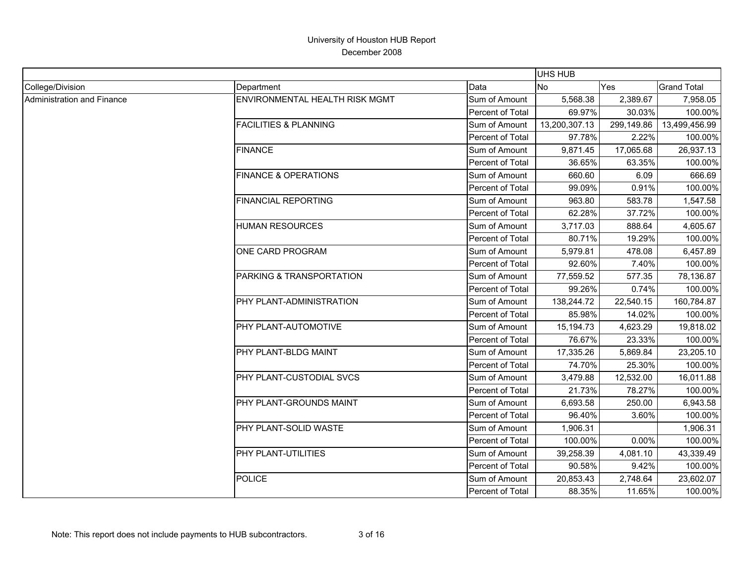# University of Houston HUB Report

December 2008

| | | | UHS HUB | | |
|---|---|---|---|---|---|
| College/Division | Department | Data | No | Yes | Grand Total |
| Administration and Finance | ENVIRONMENTAL HEALTH RISK MGMT | Sum of Amount | 5,568.38 | 2,389.67 | 7,958.05 |
| | | Percent of Total | 69.97% | 30.03% | 100.00% |
| | FACILITIES & PLANNING | Sum of Amount | 13,200,307.13 | 299,149.86 | 13,499,456.99 |
| | | Percent of Total | 97.78% | 2.22% | 100.00% |
| | FINANCE | Sum of Amount | 9,871.45 | 17,065.68 | 26,937.13 |
| | | Percent of Total | 36.65% | 63.35% | 100.00% |
| | FINANCE & OPERATIONS | Sum of Amount | 660.60 | 6.09 | 666.69 |
| | | Percent of Total | 99.09% | 0.91% | 100.00% |
| | FINANCIAL REPORTING | Sum of Amount | 963.80 | 583.78 | 1,547.58 |
| | | Percent of Total | 62.28% | 37.72% | 100.00% |
| | HUMAN RESOURCES | Sum of Amount | 3,717.03 | 888.64 | 4,605.67 |
| | | Percent of Total | 80.71% | 19.29% | 100.00% |
| | ONE CARD PROGRAM | Sum of Amount | 5,979.81 | 478.08 | 6,457.89 |
| | | Percent of Total | 92.60% | 7.40% | 100.00% |
| | PARKING & TRANSPORTATION | Sum of Amount | 77,559.52 | 577.35 | 78,136.87 |
| | | Percent of Total | 99.26% | 0.74% | 100.00% |
| | PHY PLANT-ADMINISTRATION | Sum of Amount | 138,244.72 | 22,540.15 | 160,784.87 |
| | | Percent of Total | 85.98% | 14.02% | 100.00% |
| | PHY PLANT-AUTOMOTIVE | Sum of Amount | 15,194.73 | 4,623.29 | 19,818.02 |
| | | Percent of Total | 76.67% | 23.33% | 100.00% |
| | PHY PLANT-BLDG MAINT | Sum of Amount | 17,335.26 | 5,869.84 | 23,205.10 |
| | | Percent of Total | 74.70% | 25.30% | 100.00% |
| | PHY PLANT-CUSTODIAL SVCS | Sum of Amount | 3,479.88 | 12,532.00 | 16,011.88 |
| | | Percent of Total | 21.73% | 78.27% | 100.00% |
| | PHY PLANT-GROUNDS MAINT | Sum of Amount | 6,693.58 | 250.00 | 6,943.58 |
| | | Percent of Total | 96.40% | 3.60% | 100.00% |
| | PHY PLANT-SOLID WASTE | Sum of Amount | 1,906.31 | | 1,906.31 |
| | | Percent of Total | 100.00% | 0.00% | 100.00% |
| | PHY PLANT-UTILITIES | Sum of Amount | 39,258.39 | 4,081.10 | 43,339.49 |
| | | Percent of Total | 90.58% | 9.42% | 100.00% |
| | POLICE | Sum of Amount | 20,853.43 | 2,748.64 | 23,602.07 |
| | | Percent of Total | 88.35% | 11.65% | 100.00% |

Note: This report does not include payments to HUB subcontractors.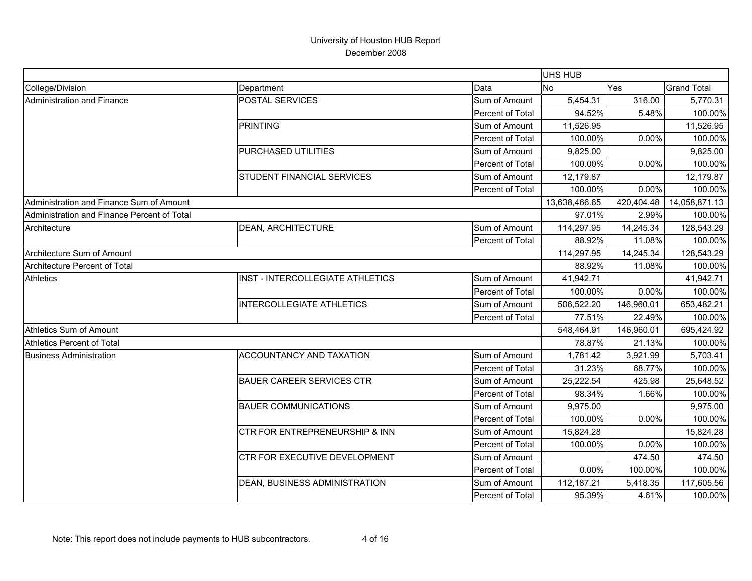# University of Houston HUB Report

December 2008

| | | | UHS HUB | | |
|---|---|---|---|---|---|
| College/Division | Department | Data | No | Yes | Grand Total |
| Administration and Finance | POSTAL SERVICES | Sum of Amount | 5,454.31 | 316.00 | 5,770.31 |
| | | Percent of Total | 94.52% | 5.48% | 100.00% |
| | PRINTING | Sum of Amount | 11,526.95 | | 11,526.95 |
| | | Percent of Total | 100.00% | 0.00% | 100.00% |
| | PURCHASED UTILITIES | Sum of Amount | 9,825.00 | | 9,825.00 |
| | | Percent of Total | 100.00% | 0.00% | 100.00% |
| | STUDENT FINANCIAL SERVICES | Sum of Amount | 12,179.87 | | 12,179.87 |
| | | Percent of Total | 100.00% | 0.00% | 100.00% |
| Administration and Finance Sum of Amount | | | 13,638,466.65 | 420,404.48 | 14,058,871.13 |
| Administration and Finance Percent of Total | | | 97.01% | 2.99% | 100.00% |
| Architecture | DEAN, ARCHITECTURE | Sum of Amount | 114,297.95 | 14,245.34 | 128,543.29 |
| | | Percent of Total | 88.92% | 11.08% | 100.00% |
| Architecture Sum of Amount | | | 114,297.95 | 14,245.34 | 128,543.29 |
| Architecture Percent of Total | | | 88.92% | 11.08% | 100.00% |
| Athletics | INST - INTERCOLLEGIATE ATHLETICS | Sum of Amount | 41,942.71 | | 41,942.71 |
| | | Percent of Total | 100.00% | 0.00% | 100.00% |
| | INTERCOLLEGIATE ATHLETICS | Sum of Amount | 506,522.20 | 146,960.01 | 653,482.21 |
| | | Percent of Total | 77.51% | 22.49% | 100.00% |
| Athletics Sum of Amount | | | 548,464.91 | 146,960.01 | 695,424.92 |
| Athletics Percent of Total | | | 78.87% | 21.13% | 100.00% |
| Business Administration | ACCOUNTANCY AND TAXATION | Sum of Amount | 1,781.42 | 3,921.99 | 5,703.41 |
| | | Percent of Total | 31.23% | 68.77% | 100.00% |
| | BAUER CAREER SERVICES CTR | Sum of Amount | 25,222.54 | 425.98 | 25,648.52 |
| | | Percent of Total | 98.34% | 1.66% | 100.00% |
| | BAUER COMMUNICATIONS | Sum of Amount | 9,975.00 | | 9,975.00 |
| | | Percent of Total | 100.00% | 0.00% | 100.00% |
| | CTR FOR ENTREPRENEURSHIP & INN | Sum of Amount | 15,824.28 | | 15,824.28 |
| | | Percent of Total | 100.00% | 0.00% | 100.00% |
| | CTR FOR EXECUTIVE DEVELOPMENT | Sum of Amount | | 474.50 | 474.50 |
| | | Percent of Total | 0.00% | 100.00% | 100.00% |
| | DEAN, BUSINESS ADMINISTRATION | Sum of Amount | 112,187.21 | 5,418.35 | 117,605.56 |
| | | Percent of Total | 95.39% | 4.61% | 100.00% |

Note: This report does not include payments to HUB subcontractors.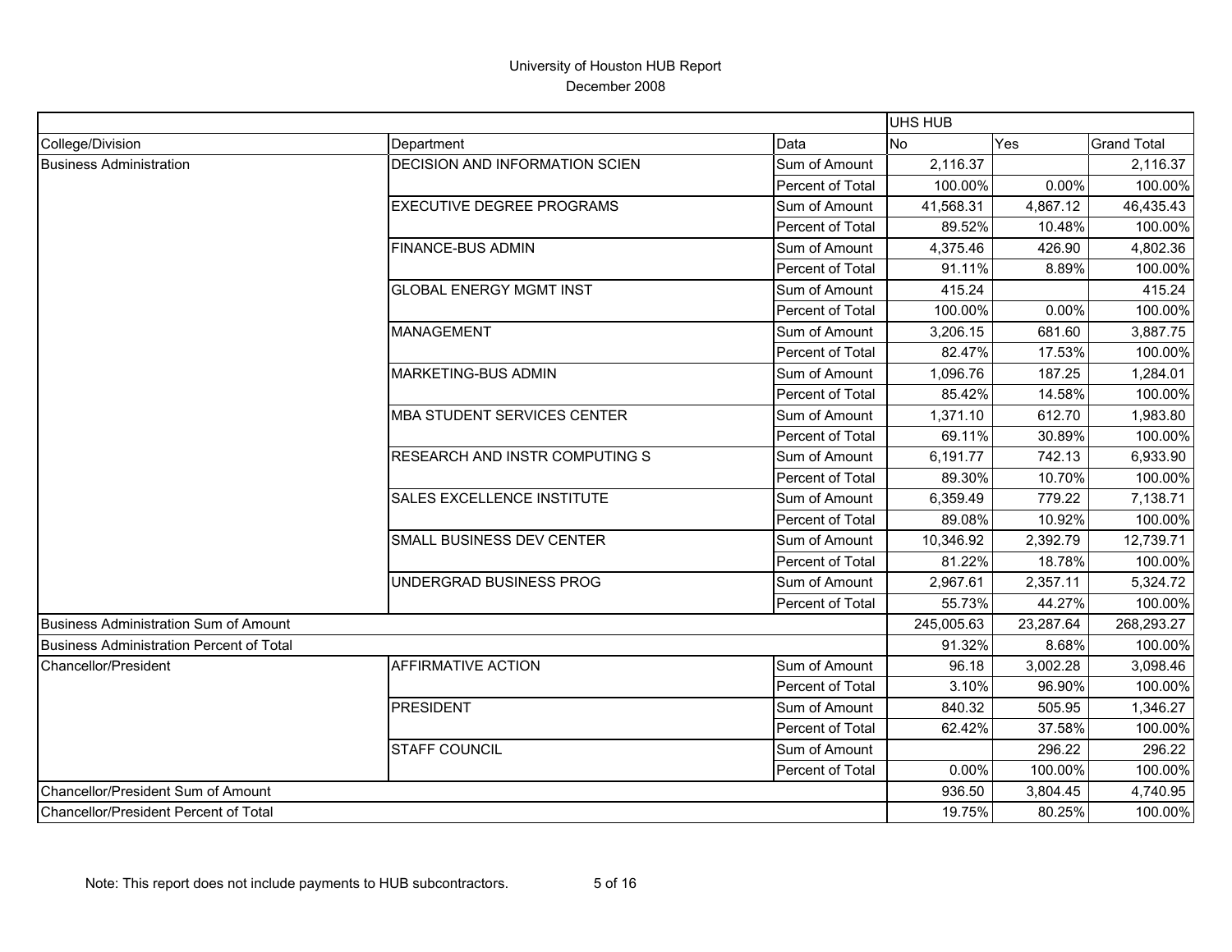# University of Houston HUB Report

December 2008

| | | | UHS HUB | | |
|---|---|---|---|---|---|
| College/Division | Department | Data | No | Yes | Grand Total |
| Business Administration | DECISION AND INFORMATION SCIEN | Sum of Amount | 2,116.37 | | 2,116.37 |
| | | Percent of Total | 100.00% | 0.00% | 100.00% |
| | EXECUTIVE DEGREE PROGRAMS | Sum of Amount | 41,568.31 | 4,867.12 | 46,435.43 |
| | | Percent of Total | 89.52% | 10.48% | 100.00% |
| | FINANCE-BUS ADMIN | Sum of Amount | 4,375.46 | 426.90 | 4,802.36 |
| | | Percent of Total | 91.11% | 8.89% | 100.00% |
| | GLOBAL ENERGY MGMT INST | Sum of Amount | 415.24 | | 415.24 |
| | | Percent of Total | 100.00% | 0.00% | 100.00% |
| | MANAGEMENT | Sum of Amount | 3,206.15 | 681.60 | 3,887.75 |
| | | Percent of Total | 82.47% | 17.53% | 100.00% |
| | MARKETING-BUS ADMIN | Sum of Amount | 1,096.76 | 187.25 | 1,284.01 |
| | | Percent of Total | 85.42% | 14.58% | 100.00% |
| | MBA STUDENT SERVICES CENTER | Sum of Amount | 1,371.10 | 612.70 | 1,983.80 |
| | | Percent of Total | 69.11% | 30.89% | 100.00% |
| | RESEARCH AND INSTR COMPUTING S | Sum of Amount | 6,191.77 | 742.13 | 6,933.90 |
| | | Percent of Total | 89.30% | 10.70% | 100.00% |
| | SALES EXCELLENCE INSTITUTE | Sum of Amount | 6,359.49 | 779.22 | 7,138.71 |
| | | Percent of Total | 89.08% | 10.92% | 100.00% |
| | SMALL BUSINESS DEV CENTER | Sum of Amount | 10,346.92 | 2,392.79 | 12,739.71 |
| | | Percent of Total | 81.22% | 18.78% | 100.00% |
| | UNDERGRAD BUSINESS PROG | Sum of Amount | 2,967.61 | 2,357.11 | 5,324.72 |
| | | Percent of Total | 55.73% | 44.27% | 100.00% |
| Business Administration Sum of Amount | | | 245,005.63 | 23,287.64 | 268,293.27 |
| Business Administration Percent of Total | | | 91.32% | 8.68% | 100.00% |
| Chancellor/President | AFFIRMATIVE ACTION | Sum of Amount | 96.18 | 3,002.28 | 3,098.46 |
| | | Percent of Total | 3.10% | 96.90% | 100.00% |
| | PRESIDENT | Sum of Amount | 840.32 | 505.95 | 1,346.27 |
| | | Percent of Total | 62.42% | 37.58% | 100.00% |
| | STAFF COUNCIL | Sum of Amount | | 296.22 | 296.22 |
| | | Percent of Total | 0.00% | 100.00% | 100.00% |
| Chancellor/President Sum of Amount | | | 936.50 | 3,804.45 | 4,740.95 |
| Chancellor/President Percent of Total | | | 19.75% | 80.25% | 100.00% |

Note: This report does not include payments to HUB subcontractors.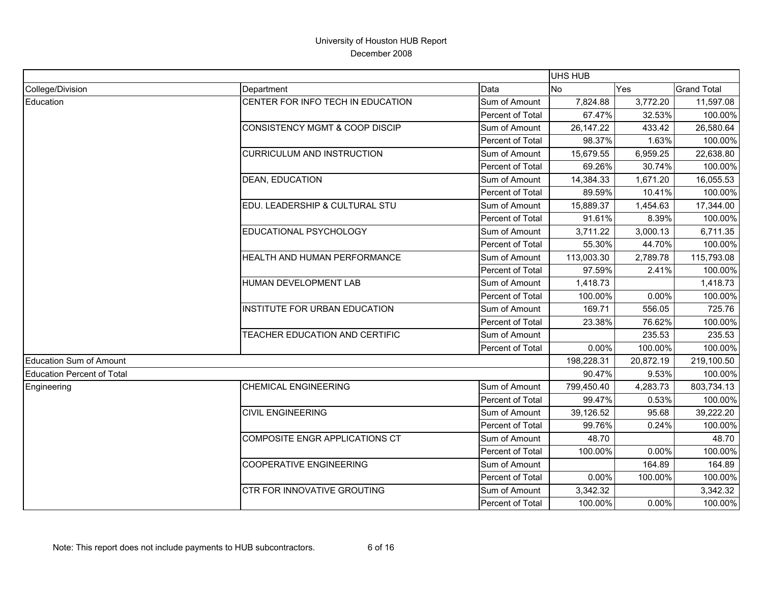# University of Houston HUB Report

December 2008

| | | | UHS HUB | | |
|---|---|---|---|---|---|
| College/Division | Department | Data | No | Yes | Grand Total |
| Education | CENTER FOR INFO TECH IN EDUCATION | Sum of Amount | 7,824.88 | 3,772.20 | 11,597.08 |
| | | Percent of Total | 67.47% | 32.53% | 100.00% |
| | CONSISTENCY MGMT & COOP DISCIP | Sum of Amount | 26,147.22 | 433.42 | 26,580.64 |
| | | Percent of Total | 98.37% | 1.63% | 100.00% |
| | CURRICULUM AND INSTRUCTION | Sum of Amount | 15,679.55 | 6,959.25 | 22,638.80 |
| | | Percent of Total | 69.26% | 30.74% | 100.00% |
| | DEAN, EDUCATION | Sum of Amount | 14,384.33 | 1,671.20 | 16,055.53 |
| | | Percent of Total | 89.59% | 10.41% | 100.00% |
| | EDU. LEADERSHIP & CULTURAL STU | Sum of Amount | 15,889.37 | 1,454.63 | 17,344.00 |
| | | Percent of Total | 91.61% | 8.39% | 100.00% |
| | EDUCATIONAL PSYCHOLOGY | Sum of Amount | 3,711.22 | 3,000.13 | 6,711.35 |
| | | Percent of Total | 55.30% | 44.70% | 100.00% |
| | HEALTH AND HUMAN PERFORMANCE | Sum of Amount | 113,003.30 | 2,789.78 | 115,793.08 |
| | | Percent of Total | 97.59% | 2.41% | 100.00% |
| | HUMAN DEVELOPMENT LAB | Sum of Amount | 1,418.73 | | 1,418.73 |
| | | Percent of Total | 100.00% | 0.00% | 100.00% |
| | INSTITUTE FOR URBAN EDUCATION | Sum of Amount | 169.71 | 556.05 | 725.76 |
| | | Percent of Total | 23.38% | 76.62% | 100.00% |
| | TEACHER EDUCATION AND CERTIFIC | Sum of Amount | | 235.53 | 235.53 |
| | | Percent of Total | 0.00% | 100.00% | 100.00% |
| Education Sum of Amount | | | 198,228.31 | 20,872.19 | 219,100.50 |
| Education Percent of Total | | | 90.47% | 9.53% | 100.00% |
| Engineering | CHEMICAL ENGINEERING | Sum of Amount | 799,450.40 | 4,283.73 | 803,734.13 |
| | | Percent of Total | 99.47% | 0.53% | 100.00% |
| | CIVIL ENGINEERING | Sum of Amount | 39,126.52 | 95.68 | 39,222.20 |
| | | Percent of Total | 99.76% | 0.24% | 100.00% |
| | COMPOSITE ENGR APPLICATIONS CT | Sum of Amount | 48.70 | | 48.70 |
| | | Percent of Total | 100.00% | 0.00% | 100.00% |
| | COOPERATIVE ENGINEERING | Sum of Amount | | 164.89 | 164.89 |
| | | Percent of Total | 0.00% | 100.00% | 100.00% |
| | CTR FOR INNOVATIVE GROUTING | Sum of Amount | 3,342.32 | | 3,342.32 |
| | | Percent of Total | 100.00% | 0.00% | 100.00% |

Note: This report does not include payments to HUB subcontractors.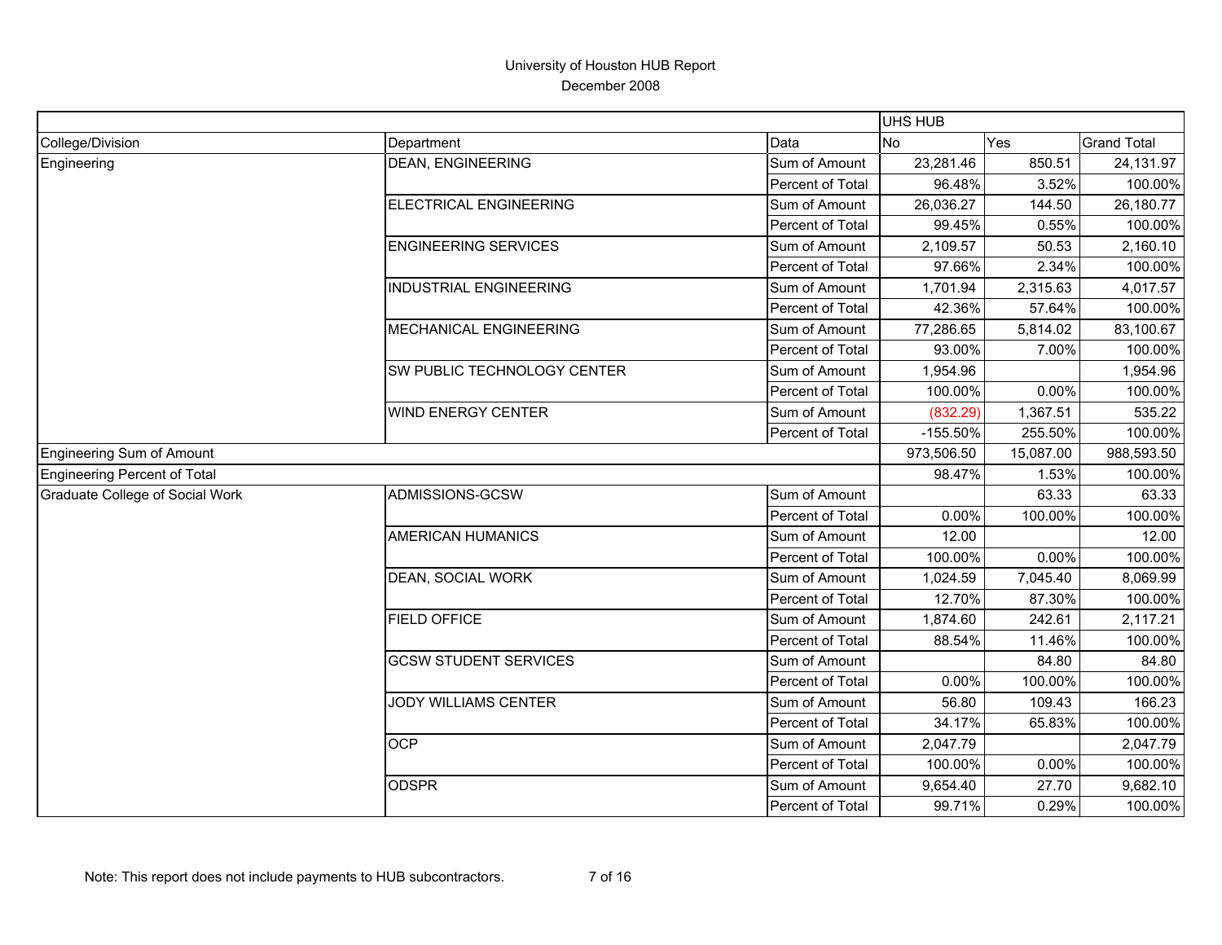# University of Houston HUB Report

December 2008

| | | | UHS HUB | | |
|---|---|---|---|---|---|
| College/Division | Department | Data | No | Yes | Grand Total |
| Engineering | DEAN, ENGINEERING | Sum of Amount | 23,281.46 | 850.51 | 24,131.97 |
| | | Percent of Total | 96.48% | 3.52% | 100.00% |
| | ELECTRICAL ENGINEERING | Sum of Amount | 26,036.27 | 144.50 | 26,180.77 |
| | | Percent of Total | 99.45% | 0.55% | 100.00% |
| | ENGINEERING SERVICES | Sum of Amount | 2,109.57 | 50.53 | 2,160.10 |
| | | Percent of Total | 97.66% | 2.34% | 100.00% |
| | INDUSTRIAL ENGINEERING | Sum of Amount | 1,701.94 | 2,315.63 | 4,017.57 |
| | | Percent of Total | 42.36% | 57.64% | 100.00% |
| | MECHANICAL ENGINEERING | Sum of Amount | 77,286.65 | 5,814.02 | 83,100.67 |
| | | Percent of Total | 93.00% | 7.00% | 100.00% |
| | SW PUBLIC TECHNOLOGY CENTER | Sum of Amount | 1,954.96 | | 1,954.96 |
| | | Percent of Total | 100.00% | 0.00% | 100.00% |
| | WIND ENERGY CENTER | Sum of Amount | (832.29) | 1,367.51 | 535.22 |
| | | Percent of Total | -155.50% | 255.50% | 100.00% |
| Engineering Sum of Amount | | | 973,506.50 | 15,087.00 | 988,593.50 |
| Engineering Percent of Total | | | 98.47% | 1.53% | 100.00% |
| Graduate College of Social Work | ADMISSIONS-GCSW | Sum of Amount | | 63.33 | 63.33 |
| | | Percent of Total | 0.00% | 100.00% | 100.00% |
| | AMERICAN HUMANICS | Sum of Amount | 12.00 | | 12.00 |
| | | Percent of Total | 100.00% | 0.00% | 100.00% |
| | DEAN, SOCIAL WORK | Sum of Amount | 1,024.59 | 7,045.40 | 8,069.99 |
| | | Percent of Total | 12.70% | 87.30% | 100.00% |
| | FIELD OFFICE | Sum of Amount | 1,874.60 | 242.61 | 2,117.21 |
| | | Percent of Total | 88.54% | 11.46% | 100.00% |
| | GCSW STUDENT SERVICES | Sum of Amount | | 84.80 | 84.80 |
| | | Percent of Total | 0.00% | 100.00% | 100.00% |
| | JODY WILLIAMS CENTER | Sum of Amount | 56.80 | 109.43 | 166.23 |
| | | Percent of Total | 34.17% | 65.83% | 100.00% |
| | OCP | Sum of Amount | 2,047.79 | | 2,047.79 |
| | | Percent of Total | 100.00% | 0.00% | 100.00% |
| | ODSPR | Sum of Amount | 9,654.40 | 27.70 | 9,682.10 |
| | | Percent of Total | 99.71% | 0.29% | 100.00% |

Note: This report does not include payments to HUB subcontractors.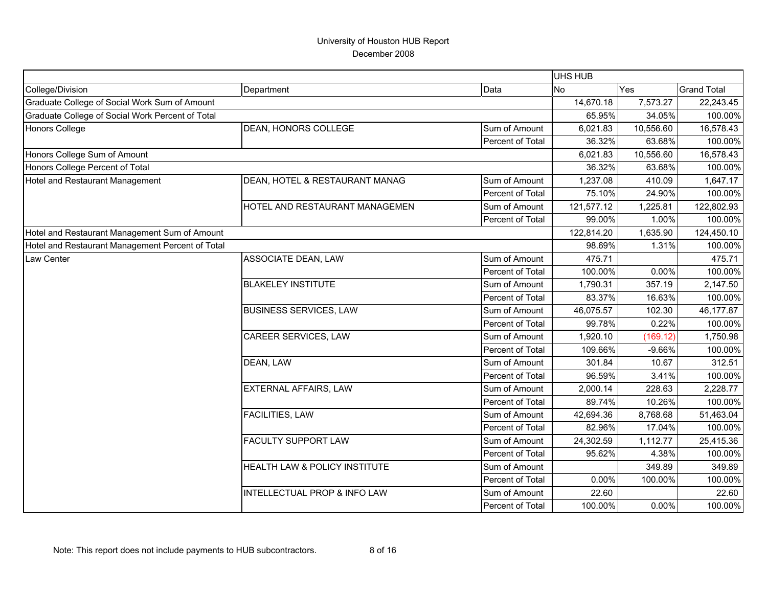# University of Houston HUB Report

December 2008

| | | | UHS HUB | | |
|---|---|---|---|---|---|
| College/Division | Department | Data | No | Yes | Grand Total |
| Graduate College of Social Work Sum of Amount | | | 14,670.18 | 7,573.27 | 22,243.45 |
| Graduate College of Social Work Percent of Total | | | 65.95% | 34.05% | 100.00% |
| Honors College | DEAN, HONORS COLLEGE | Sum of Amount | 6,021.83 | 10,556.60 | 16,578.43 |
| | | Percent of Total | 36.32% | 63.68% | 100.00% |
| Honors College Sum of Amount | | | 6,021.83 | 10,556.60 | 16,578.43 |
| Honors College Percent of Total | | | 36.32% | 63.68% | 100.00% |
| Hotel and Restaurant Management | DEAN, HOTEL & RESTAURANT MANAG | Sum of Amount | 1,237.08 | 410.09 | 1,647.17 |
| | | Percent of Total | 75.10% | 24.90% | 100.00% |
| | HOTEL AND RESTAURANT MANAGEMEN | Sum of Amount | 121,577.12 | 1,225.81 | 122,802.93 |
| | | Percent of Total | 99.00% | 1.00% | 100.00% |
| Hotel and Restaurant Management Sum of Amount | | | 122,814.20 | 1,635.90 | 124,450.10 |
| Hotel and Restaurant Management Percent of Total | | | 98.69% | 1.31% | 100.00% |
| Law Center | ASSOCIATE DEAN, LAW | Sum of Amount | 475.71 | | 475.71 |
| | | Percent of Total | 100.00% | 0.00% | 100.00% |
| | BLAKELEY INSTITUTE | Sum of Amount | 1,790.31 | 357.19 | 2,147.50 |
| | | Percent of Total | 83.37% | 16.63% | 100.00% |
| | BUSINESS SERVICES, LAW | Sum of Amount | 46,075.57 | 102.30 | 46,177.87 |
| | | Percent of Total | 99.78% | 0.22% | 100.00% |
| | CAREER SERVICES, LAW | Sum of Amount | 1,920.10 | (169.12) | 1,750.98 |
| | | Percent of Total | 109.66% | -9.66% | 100.00% |
| | DEAN, LAW | Sum of Amount | 301.84 | 10.67 | 312.51 |
| | | Percent of Total | 96.59% | 3.41% | 100.00% |
| | EXTERNAL AFFAIRS, LAW | Sum of Amount | 2,000.14 | 228.63 | 2,228.77 |
| | | Percent of Total | 89.74% | 10.26% | 100.00% |
| | FACILITIES, LAW | Sum of Amount | 42,694.36 | 8,768.68 | 51,463.04 |
| | | Percent of Total | 82.96% | 17.04% | 100.00% |
| | FACULTY SUPPORT LAW | Sum of Amount | 24,302.59 | 1,112.77 | 25,415.36 |
| | | Percent of Total | 95.62% | 4.38% | 100.00% |
| | HEALTH LAW & POLICY INSTITUTE | Sum of Amount | | 349.89 | 349.89 |
| | | Percent of Total | 0.00% | 100.00% | 100.00% |
| | INTELLECTUAL PROP & INFO LAW | Sum of Amount | 22.60 | | 22.60 |
| | | Percent of Total | 100.00% | 0.00% | 100.00% |

Note: This report does not include payments to HUB subcontractors.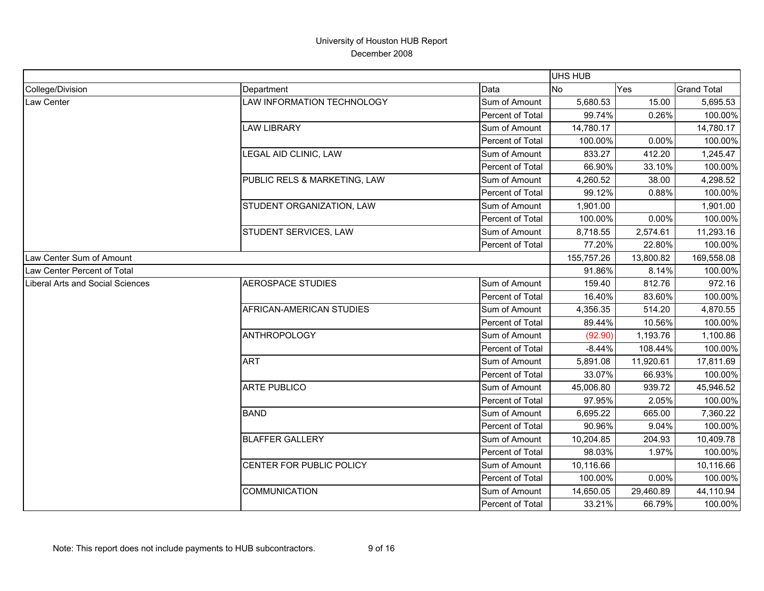University of Houston HUB Report

December 2008

| College/Division | Department | Data | UHS HUB No | Yes | Grand Total |
|---|---|---|---|---|---|
| Law Center | LAW INFORMATION TECHNOLOGY | Sum of Amount | 5,680.53 | 15.00 | 5,695.53 |
| | | Percent of Total | 99.74% | 0.26% | 100.00% |
| | LAW LIBRARY | Sum of Amount | 14,780.17 | | 14,780.17 |
| | | Percent of Total | 100.00% | 0.00% | 100.00% |
| | LEGAL AID CLINIC, LAW | Sum of Amount | 833.27 | 412.20 | 1,245.47 |
| | | Percent of Total | 66.90% | 33.10% | 100.00% |
| | PUBLIC RELS & MARKETING, LAW | Sum of Amount | 4,260.52 | 38.00 | 4,298.52 |
| | | Percent of Total | 99.12% | 0.88% | 100.00% |
| | STUDENT ORGANIZATION, LAW | Sum of Amount | 1,901.00 | | 1,901.00 |
| | | Percent of Total | 100.00% | 0.00% | 100.00% |
| | STUDENT SERVICES, LAW | Sum of Amount | 8,718.55 | 2,574.61 | 11,293.16 |
| | | Percent of Total | 77.20% | 22.80% | 100.00% |
| Law Center Sum of Amount | | | 155,757.26 | 13,800.82 | 169,558.08 |
| Law Center Percent of Total | | | 91.86% | 8.14% | 100.00% |
| Liberal Arts and Social Sciences | AEROSPACE STUDIES | Sum of Amount | 159.40 | 812.76 | 972.16 |
| | | Percent of Total | 16.40% | 83.60% | 100.00% |
| | AFRICAN-AMERICAN STUDIES | Sum of Amount | 4,356.35 | 514.20 | 4,870.55 |
| | | Percent of Total | 89.44% | 10.56% | 100.00% |
| | ANTHROPOLOGY | Sum of Amount | (92.90) | 1,193.76 | 1,100.86 |
| | | Percent of Total | -8.44% | 108.44% | 100.00% |
| | ART | Sum of Amount | 5,891.08 | 11,920.61 | 17,811.69 |
| | | Percent of Total | 33.07% | 66.93% | 100.00% |
| | ARTE PUBLICO | Sum of Amount | 45,006.80 | 939.72 | 45,946.52 |
| | | Percent of Total | 97.95% | 2.05% | 100.00% |
| | BAND | Sum of Amount | 6,695.22 | 665.00 | 7,360.22 |
| | | Percent of Total | 90.96% | 9.04% | 100.00% |
| | BLAFFER GALLERY | Sum of Amount | 10,204.85 | 204.93 | 10,409.78 |
| | | Percent of Total | 98.03% | 1.97% | 100.00% |
| | CENTER FOR PUBLIC POLICY | Sum of Amount | 10,116.66 | | 10,116.66 |
| | | Percent of Total | 100.00% | 0.00% | 100.00% |
| | COMMUNICATION | Sum of Amount | 14,650.05 | 29,460.89 | 44,110.94 |
| | | Percent of Total | 33.21% | 66.79% | 100.00% |

Note: This report does not include payments to HUB subcontractors.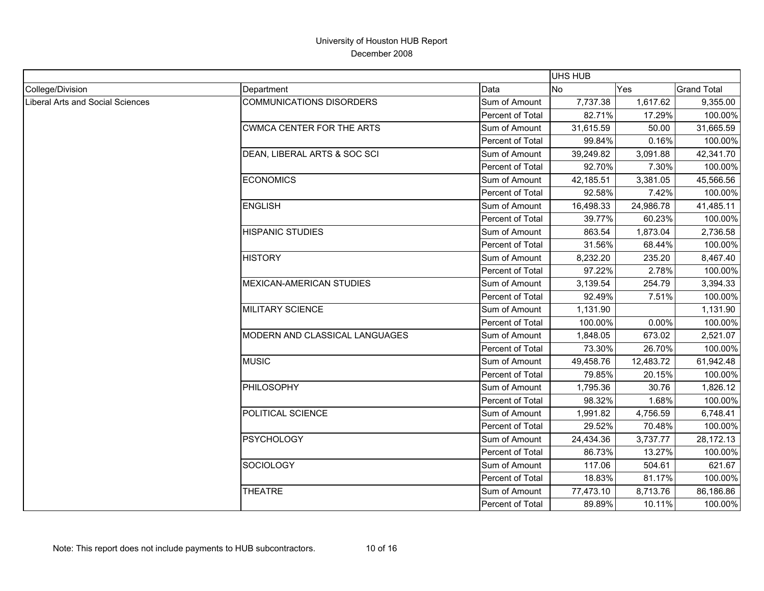# University of Houston HUB Report

December 2008

| | | | UHS HUB | | |
|---|---|---|---|---|---|
| College/Division | Department | Data | No | Yes | Grand Total |
| Liberal Arts and Social Sciences | COMMUNICATIONS DISORDERS | Sum of Amount | 7,737.38 | 1,617.62 | 9,355.00 |
| | | Percent of Total | 82.71% | 17.29% | 100.00% |
| | CWMCA CENTER FOR THE ARTS | Sum of Amount | 31,615.59 | 50.00 | 31,665.59 |
| | | Percent of Total | 99.84% | 0.16% | 100.00% |
| | DEAN, LIBERAL ARTS & SOC SCI | Sum of Amount | 39,249.82 | 3,091.88 | 42,341.70 |
| | | Percent of Total | 92.70% | 7.30% | 100.00% |
| | ECONOMICS | Sum of Amount | 42,185.51 | 3,381.05 | 45,566.56 |
| | | Percent of Total | 92.58% | 7.42% | 100.00% |
| | ENGLISH | Sum of Amount | 16,498.33 | 24,986.78 | 41,485.11 |
| | | Percent of Total | 39.77% | 60.23% | 100.00% |
| | HISPANIC STUDIES | Sum of Amount | 863.54 | 1,873.04 | 2,736.58 |
| | | Percent of Total | 31.56% | 68.44% | 100.00% |
| | HISTORY | Sum of Amount | 8,232.20 | 235.20 | 8,467.40 |
| | | Percent of Total | 97.22% | 2.78% | 100.00% |
| | MEXICAN-AMERICAN STUDIES | Sum of Amount | 3,139.54 | 254.79 | 3,394.33 |
| | | Percent of Total | 92.49% | 7.51% | 100.00% |
| | MILITARY SCIENCE | Sum of Amount | 1,131.90 | | 1,131.90 |
| | | Percent of Total | 100.00% | 0.00% | 100.00% |
| | MODERN AND CLASSICAL LANGUAGES | Sum of Amount | 1,848.05 | 673.02 | 2,521.07 |
| | | Percent of Total | 73.30% | 26.70% | 100.00% |
| | MUSIC | Sum of Amount | 49,458.76 | 12,483.72 | 61,942.48 |
| | | Percent of Total | 79.85% | 20.15% | 100.00% |
| | PHILOSOPHY | Sum of Amount | 1,795.36 | 30.76 | 1,826.12 |
| | | Percent of Total | 98.32% | 1.68% | 100.00% |
| | POLITICAL SCIENCE | Sum of Amount | 1,991.82 | 4,756.59 | 6,748.41 |
| | | Percent of Total | 29.52% | 70.48% | 100.00% |
| | PSYCHOLOGY | Sum of Amount | 24,434.36 | 3,737.77 | 28,172.13 |
| | | Percent of Total | 86.73% | 13.27% | 100.00% |
| | SOCIOLOGY | Sum of Amount | 117.06 | 504.61 | 621.67 |
| | | Percent of Total | 18.83% | 81.17% | 100.00% |
| | THEATRE | Sum of Amount | 77,473.10 | 8,713.76 | 86,186.86 |
| | | Percent of Total | 89.89% | 10.11% | 100.00% |

Note: This report does not include payments to HUB subcontractors.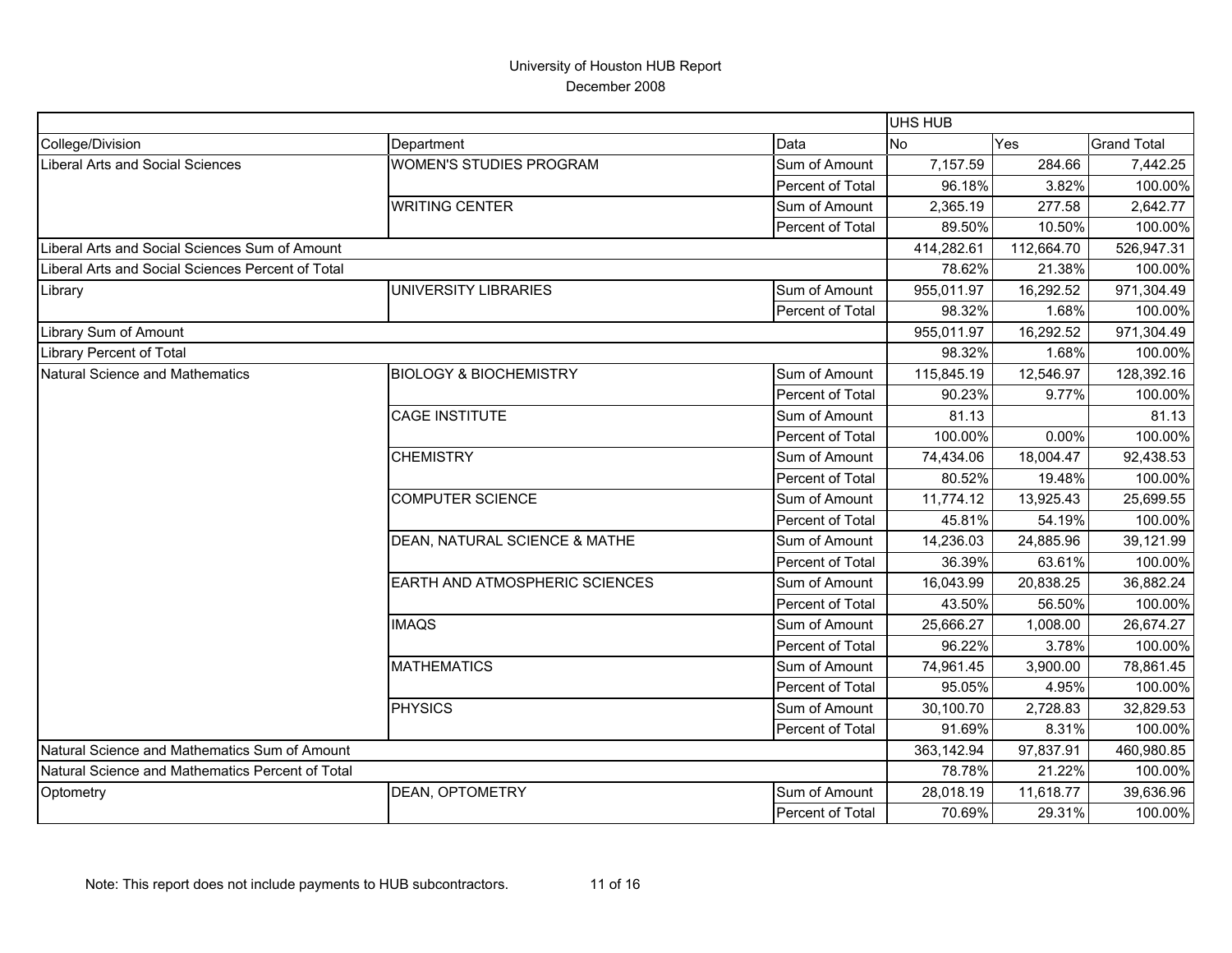# University of Houston HUB Report

December 2008

| | | | UHS HUB | | |
|---|---|---|---|---|---|
| College/Division | Department | Data | No | Yes | Grand Total |
| Liberal Arts and Social Sciences | WOMEN'S STUDIES PROGRAM | Sum of Amount | 7,157.59 | 284.66 | 7,442.25 |
| | | Percent of Total | 96.18% | 3.82% | 100.00% |
| | WRITING CENTER | Sum of Amount | 2,365.19 | 277.58 | 2,642.77 |
| | | Percent of Total | 89.50% | 10.50% | 100.00% |
| Liberal Arts and Social Sciences Sum of Amount | | | 414,282.61 | 112,664.70 | 526,947.31 |
| Liberal Arts and Social Sciences Percent of Total | | | 78.62% | 21.38% | 100.00% |
| Library | UNIVERSITY LIBRARIES | Sum of Amount | 955,011.97 | 16,292.52 | 971,304.49 |
| | | Percent of Total | 98.32% | 1.68% | 100.00% |
| Library Sum of Amount | | | 955,011.97 | 16,292.52 | 971,304.49 |
| Library Percent of Total | | | 98.32% | 1.68% | 100.00% |
| Natural Science and Mathematics | BIOLOGY & BIOCHEMISTRY | Sum of Amount | 115,845.19 | 12,546.97 | 128,392.16 |
| | | Percent of Total | 90.23% | 9.77% | 100.00% |
| | CAGE INSTITUTE | Sum of Amount | 81.13 | | 81.13 |
| | | Percent of Total | 100.00% | 0.00% | 100.00% |
| | CHEMISTRY | Sum of Amount | 74,434.06 | 18,004.47 | 92,438.53 |
| | | Percent of Total | 80.52% | 19.48% | 100.00% |
| | COMPUTER SCIENCE | Sum of Amount | 11,774.12 | 13,925.43 | 25,699.55 |
| | | Percent of Total | 45.81% | 54.19% | 100.00% |
| | DEAN, NATURAL SCIENCE & MATHE | Sum of Amount | 14,236.03 | 24,885.96 | 39,121.99 |
| | | Percent of Total | 36.39% | 63.61% | 100.00% |
| | EARTH AND ATMOSPHERIC SCIENCES | Sum of Amount | 16,043.99 | 20,838.25 | 36,882.24 |
| | | Percent of Total | 43.50% | 56.50% | 100.00% |
| | IMAQS | Sum of Amount | 25,666.27 | 1,008.00 | 26,674.27 |
| | | Percent of Total | 96.22% | 3.78% | 100.00% |
| | MATHEMATICS | Sum of Amount | 74,961.45 | 3,900.00 | 78,861.45 |
| | | Percent of Total | 95.05% | 4.95% | 100.00% |
| | PHYSICS | Sum of Amount | 30,100.70 | 2,728.83 | 32,829.53 |
| | | Percent of Total | 91.69% | 8.31% | 100.00% |
| Natural Science and Mathematics Sum of Amount | | | 363,142.94 | 97,837.91 | 460,980.85 |
| Natural Science and Mathematics Percent of Total | | | 78.78% | 21.22% | 100.00% |
| Optometry | DEAN, OPTOMETRY | Sum of Amount | 28,018.19 | 11,618.77 | 39,636.96 |
| | | Percent of Total | 70.69% | 29.31% | 100.00% |

Note: This report does not include payments to HUB subcontractors.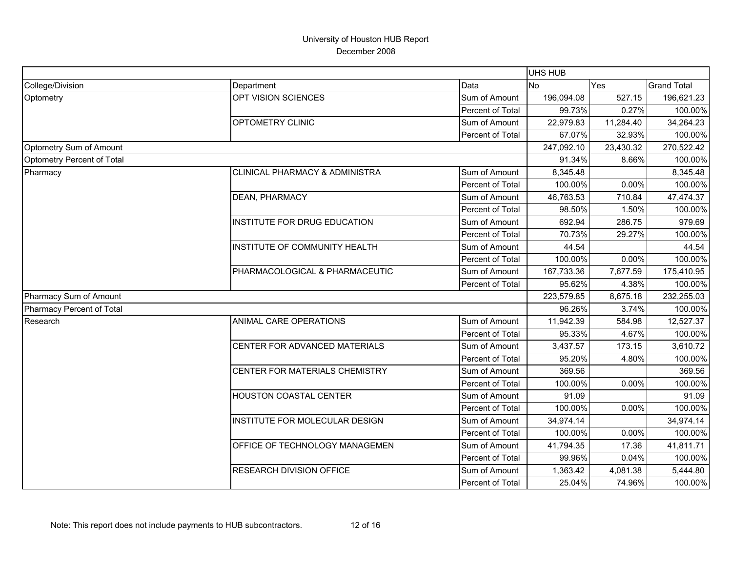# University of Houston HUB Report

December 2008

| | | | UHS HUB | | |
|---|---|---|---|---|---|
| College/Division | Department | Data | No | Yes | Grand Total |
| Optometry | OPT VISION SCIENCES | Sum of Amount | 196,094.08 | 527.15 | 196,621.23 |
| | | Percent of Total | 99.73% | 0.27% | 100.00% |
| | OPTOMETRY CLINIC | Sum of Amount | 22,979.83 | 11,284.40 | 34,264.23 |
| | | Percent of Total | 67.07% | 32.93% | 100.00% |
| Optometry Sum of Amount | | | 247,092.10 | 23,430.32 | 270,522.42 |
| Optometry Percent of Total | | | 91.34% | 8.66% | 100.00% |
| Pharmacy | CLINICAL PHARMACY & ADMINISTRA | Sum of Amount | 8,345.48 | | 8,345.48 |
| | | Percent of Total | 100.00% | 0.00% | 100.00% |
| | DEAN, PHARMACY | Sum of Amount | 46,763.53 | 710.84 | 47,474.37 |
| | | Percent of Total | 98.50% | 1.50% | 100.00% |
| | INSTITUTE FOR DRUG EDUCATION | Sum of Amount | 692.94 | 286.75 | 979.69 |
| | | Percent of Total | 70.73% | 29.27% | 100.00% |
| | INSTITUTE OF COMMUNITY HEALTH | Sum of Amount | 44.54 | | 44.54 |
| | | Percent of Total | 100.00% | 0.00% | 100.00% |
| | PHARMACOLOGICAL & PHARMACEUTIC | Sum of Amount | 167,733.36 | 7,677.59 | 175,410.95 |
| | | Percent of Total | 95.62% | 4.38% | 100.00% |
| Pharmacy Sum of Amount | | | 223,579.85 | 8,675.18 | 232,255.03 |
| Pharmacy Percent of Total | | | 96.26% | 3.74% | 100.00% |
| Research | ANIMAL CARE OPERATIONS | Sum of Amount | 11,942.39 | 584.98 | 12,527.37 |
| | | Percent of Total | 95.33% | 4.67% | 100.00% |
| | CENTER FOR ADVANCED MATERIALS | Sum of Amount | 3,437.57 | 173.15 | 3,610.72 |
| | | Percent of Total | 95.20% | 4.80% | 100.00% |
| | CENTER FOR MATERIALS CHEMISTRY | Sum of Amount | 369.56 | | 369.56 |
| | | Percent of Total | 100.00% | 0.00% | 100.00% |
| | HOUSTON COASTAL CENTER | Sum of Amount | 91.09 | | 91.09 |
| | | Percent of Total | 100.00% | 0.00% | 100.00% |
| | INSTITUTE FOR MOLECULAR DESIGN | Sum of Amount | 34,974.14 | | 34,974.14 |
| | | Percent of Total | 100.00% | 0.00% | 100.00% |
| | OFFICE OF TECHNOLOGY MANAGEMEN | Sum of Amount | 41,794.35 | 17.36 | 41,811.71 |
| | | Percent of Total | 99.96% | 0.04% | 100.00% |
| | RESEARCH DIVISION OFFICE | Sum of Amount | 1,363.42 | 4,081.38 | 5,444.80 |
| | | Percent of Total | 25.04% | 74.96% | 100.00% |

Note: This report does not include payments to HUB subcontractors.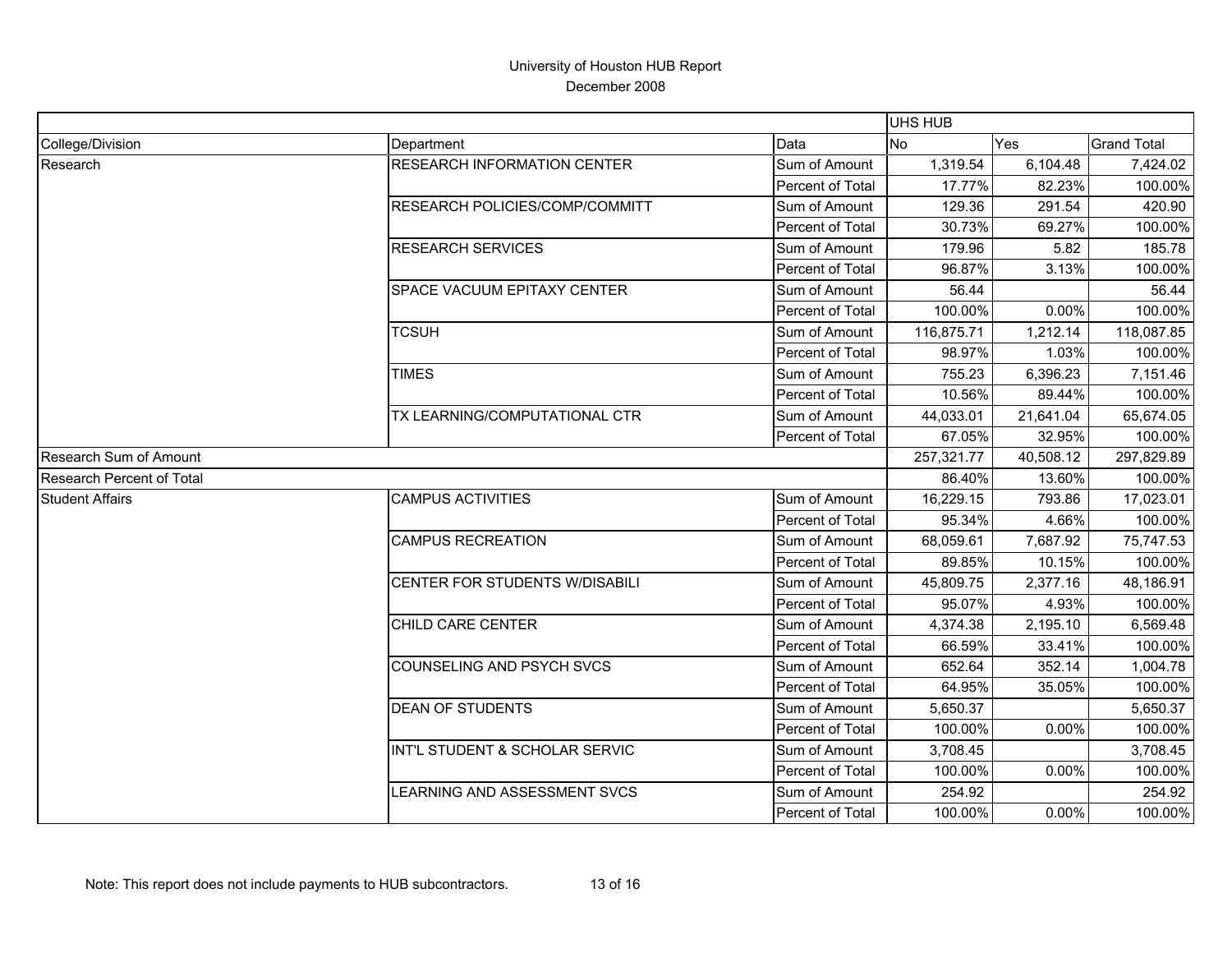# University of Houston HUB Report
December 2008

| | | | UHS HUB | | |
|---|---|---|---|---|---|
| College/Division | Department | Data | No | Yes | Grand Total |
| Research | RESEARCH INFORMATION CENTER | Sum of Amount | 1,319.54 | 6,104.48 | 7,424.02 |
| | | Percent of Total | 17.77% | 82.23% | 100.00% |
| | RESEARCH POLICIES/COMP/COMMITT | Sum of Amount | 129.36 | 291.54 | 420.90 |
| | | Percent of Total | 30.73% | 69.27% | 100.00% |
| | RESEARCH SERVICES | Sum of Amount | 179.96 | 5.82 | 185.78 |
| | | Percent of Total | 96.87% | 3.13% | 100.00% |
| | SPACE VACUUM EPITAXY CENTER | Sum of Amount | 56.44 | | 56.44 |
| | | Percent of Total | 100.00% | 0.00% | 100.00% |
| | TCSUH | Sum of Amount | 116,875.71 | 1,212.14 | 118,087.85 |
| | | Percent of Total | 98.97% | 1.03% | 100.00% |
| | TIMES | Sum of Amount | 755.23 | 6,396.23 | 7,151.46 |
| | | Percent of Total | 10.56% | 89.44% | 100.00% |
| | TX LEARNING/COMPUTATIONAL CTR | Sum of Amount | 44,033.01 | 21,641.04 | 65,674.05 |
| | | Percent of Total | 67.05% | 32.95% | 100.00% |
| Research Sum of Amount | | | 257,321.77 | 40,508.12 | 297,829.89 |
| Research Percent of Total | | | 86.40% | 13.60% | 100.00% |
| Student Affairs | CAMPUS ACTIVITIES | Sum of Amount | 16,229.15 | 793.86 | 17,023.01 |
| | | Percent of Total | 95.34% | 4.66% | 100.00% |
| | CAMPUS RECREATION | Sum of Amount | 68,059.61 | 7,687.92 | 75,747.53 |
| | | Percent of Total | 89.85% | 10.15% | 100.00% |
| | CENTER FOR STUDENTS W/DISABILI | Sum of Amount | 45,809.75 | 2,377.16 | 48,186.91 |
| | | Percent of Total | 95.07% | 4.93% | 100.00% |
| | CHILD CARE CENTER | Sum of Amount | 4,374.38 | 2,195.10 | 6,569.48 |
| | | Percent of Total | 66.59% | 33.41% | 100.00% |
| | COUNSELING AND PSYCH SVCS | Sum of Amount | 652.64 | 352.14 | 1,004.78 |
| | | Percent of Total | 64.95% | 35.05% | 100.00% |
| | DEAN OF STUDENTS | Sum of Amount | 5,650.37 | | 5,650.37 |
| | | Percent of Total | 100.00% | 0.00% | 100.00% |
| | INT'L STUDENT & SCHOLAR SERVIC | Sum of Amount | 3,708.45 | | 3,708.45 |
| | | Percent of Total | 100.00% | 0.00% | 100.00% |
| | LEARNING AND ASSESSMENT SVCS | Sum of Amount | 254.92 | | 254.92 |
| | | Percent of Total | 100.00% | 0.00% | 100.00% |

Note: This report does not include payments to HUB subcontractors.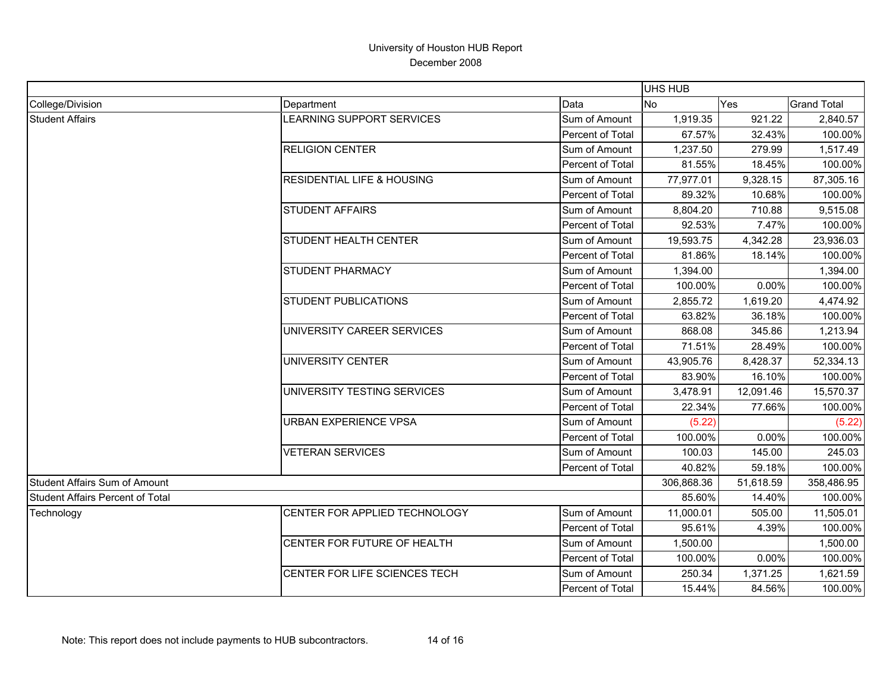# University of Houston HUB Report

December 2008

| | | | UHS HUB | | |
|---|---|---|---|---|---|
| College/Division | Department | Data | No | Yes | Grand Total |
| Student Affairs | LEARNING SUPPORT SERVICES | Sum of Amount | 1,919.35 | 921.22 | 2,840.57 |
| | | Percent of Total | 67.57% | 32.43% | 100.00% |
| | RELIGION CENTER | Sum of Amount | 1,237.50 | 279.99 | 1,517.49 |
| | | Percent of Total | 81.55% | 18.45% | 100.00% |
| | RESIDENTIAL LIFE & HOUSING | Sum of Amount | 77,977.01 | 9,328.15 | 87,305.16 |
| | | Percent of Total | 89.32% | 10.68% | 100.00% |
| | STUDENT AFFAIRS | Sum of Amount | 8,804.20 | 710.88 | 9,515.08 |
| | | Percent of Total | 92.53% | 7.47% | 100.00% |
| | STUDENT HEALTH CENTER | Sum of Amount | 19,593.75 | 4,342.28 | 23,936.03 |
| | | Percent of Total | 81.86% | 18.14% | 100.00% |
| | STUDENT PHARMACY | Sum of Amount | 1,394.00 | | 1,394.00 |
| | | Percent of Total | 100.00% | 0.00% | 100.00% |
| | STUDENT PUBLICATIONS | Sum of Amount | 2,855.72 | 1,619.20 | 4,474.92 |
| | | Percent of Total | 63.82% | 36.18% | 100.00% |
| | UNIVERSITY CAREER SERVICES | Sum of Amount | 868.08 | 345.86 | 1,213.94 |
| | | Percent of Total | 71.51% | 28.49% | 100.00% |
| | UNIVERSITY CENTER | Sum of Amount | 43,905.76 | 8,428.37 | 52,334.13 |
| | | Percent of Total | 83.90% | 16.10% | 100.00% |
| | UNIVERSITY TESTING SERVICES | Sum of Amount | 3,478.91 | 12,091.46 | 15,570.37 |
| | | Percent of Total | 22.34% | 77.66% | 100.00% |
| | URBAN EXPERIENCE VPSA | Sum of Amount | (5.22) | | (5.22) |
| | | Percent of Total | 100.00% | 0.00% | 100.00% |
| | VETERAN SERVICES | Sum of Amount | 100.03 | 145.00 | 245.03 |
| | | Percent of Total | 40.82% | 59.18% | 100.00% |
| Student Affairs Sum of Amount | | | 306,868.36 | 51,618.59 | 358,486.95 |
| Student Affairs Percent of Total | | | 85.60% | 14.40% | 100.00% |
| Technology | CENTER FOR APPLIED TECHNOLOGY | Sum of Amount | 11,000.01 | 505.00 | 11,505.01 |
| | | Percent of Total | 95.61% | 4.39% | 100.00% |
| | CENTER FOR FUTURE OF HEALTH | Sum of Amount | 1,500.00 | | 1,500.00 |
| | | Percent of Total | 100.00% | 0.00% | 100.00% |
| | CENTER FOR LIFE SCIENCES TECH | Sum of Amount | 250.34 | 1,371.25 | 1,621.59 |
| | | Percent of Total | 15.44% | 84.56% | 100.00% |

Note: This report does not include payments to HUB subcontractors.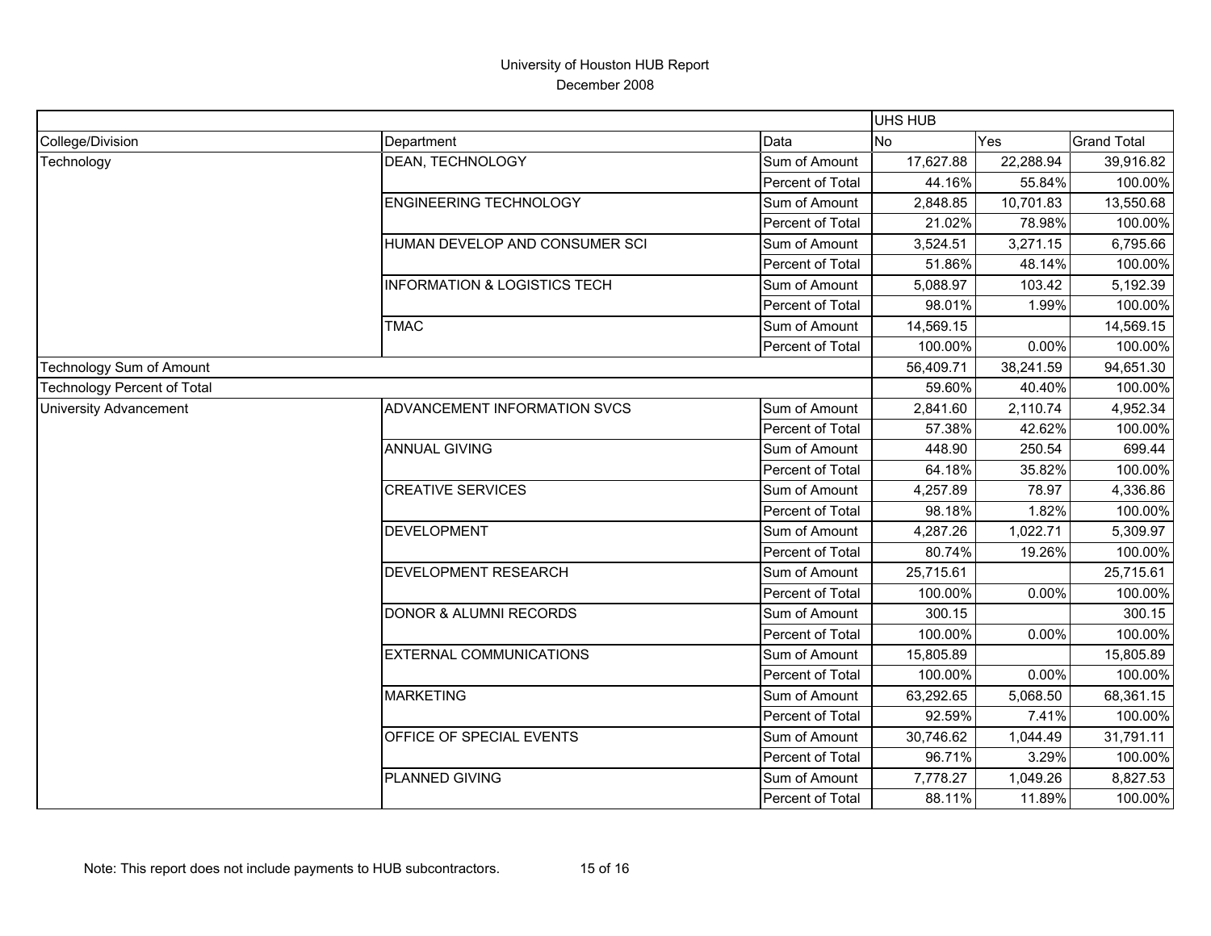# University of Houston HUB Report

December 2008

| | | | UHS HUB | | |
|---|---|---|---|---|---|
| College/Division | Department | Data | No | Yes | Grand Total |
| Technology | DEAN, TECHNOLOGY | Sum of Amount | 17,627.88 | 22,288.94 | 39,916.82 |
| | | Percent of Total | 44.16% | 55.84% | 100.00% |
| | ENGINEERING TECHNOLOGY | Sum of Amount | 2,848.85 | 10,701.83 | 13,550.68 |
| | | Percent of Total | 21.02% | 78.98% | 100.00% |
| | HUMAN DEVELOP AND CONSUMER SCI | Sum of Amount | 3,524.51 | 3,271.15 | 6,795.66 |
| | | Percent of Total | 51.86% | 48.14% | 100.00% |
| | INFORMATION & LOGISTICS TECH | Sum of Amount | 5,088.97 | 103.42 | 5,192.39 |
| | | Percent of Total | 98.01% | 1.99% | 100.00% |
| | TMAC | Sum of Amount | 14,569.15 | | 14,569.15 |
| | | Percent of Total | 100.00% | 0.00% | 100.00% |
| Technology Sum of Amount | | | 56,409.71 | 38,241.59 | 94,651.30 |
| Technology Percent of Total | | | 59.60% | 40.40% | 100.00% |
| University Advancement | ADVANCEMENT INFORMATION SVCS | Sum of Amount | 2,841.60 | 2,110.74 | 4,952.34 |
| | | Percent of Total | 57.38% | 42.62% | 100.00% |
| | ANNUAL GIVING | Sum of Amount | 448.90 | 250.54 | 699.44 |
| | | Percent of Total | 64.18% | 35.82% | 100.00% |
| | CREATIVE SERVICES | Sum of Amount | 4,257.89 | 78.97 | 4,336.86 |
| | | Percent of Total | 98.18% | 1.82% | 100.00% |
| | DEVELOPMENT | Sum of Amount | 4,287.26 | 1,022.71 | 5,309.97 |
| | | Percent of Total | 80.74% | 19.26% | 100.00% |
| | DEVELOPMENT RESEARCH | Sum of Amount | 25,715.61 | | 25,715.61 |
| | | Percent of Total | 100.00% | 0.00% | 100.00% |
| | DONOR & ALUMNI RECORDS | Sum of Amount | 300.15 | | 300.15 |
| | | Percent of Total | 100.00% | 0.00% | 100.00% |
| | EXTERNAL COMMUNICATIONS | Sum of Amount | 15,805.89 | | 15,805.89 |
| | | Percent of Total | 100.00% | 0.00% | 100.00% |
| | MARKETING | Sum of Amount | 63,292.65 | 5,068.50 | 68,361.15 |
| | | Percent of Total | 92.59% | 7.41% | 100.00% |
| | OFFICE OF SPECIAL EVENTS | Sum of Amount | 30,746.62 | 1,044.49 | 31,791.11 |
| | | Percent of Total | 96.71% | 3.29% | 100.00% |
| | PLANNED GIVING | Sum of Amount | 7,778.27 | 1,049.26 | 8,827.53 |
| | | Percent of Total | 88.11% | 11.89% | 100.00% |

Note: This report does not include payments to HUB subcontractors.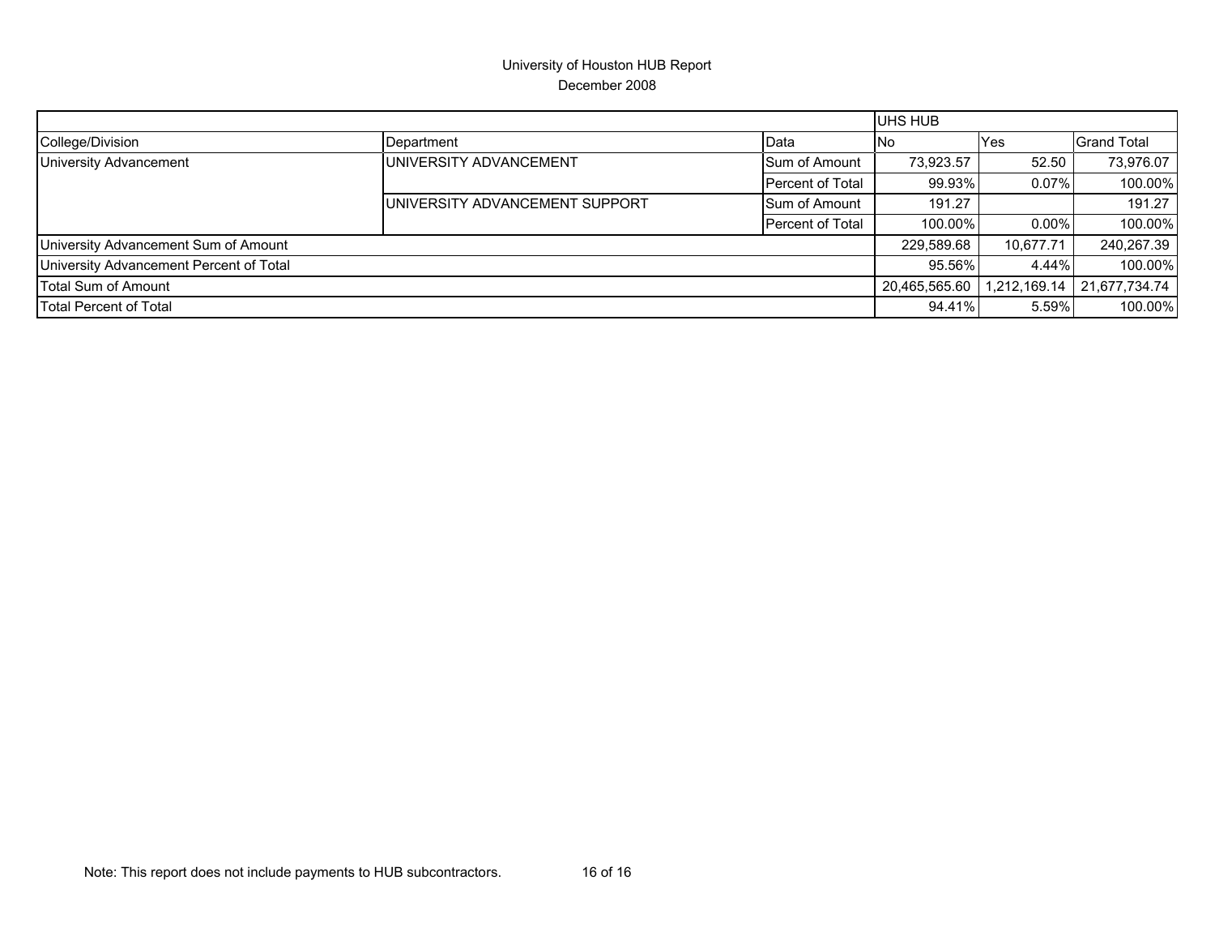University of Houston HUB Report

December 2008

| | | | UHS HUB | | |
|---|---|---|---|---|---|
| College/Division | Department | Data | No | Yes | Grand Total |
| University Advancement | UNIVERSITY ADVANCEMENT | Sum of Amount | 73,923.57 | 52.50 | 73,976.07 |
| | | Percent of Total | 99.93% | 0.07% | 100.00% |
| | UNIVERSITY ADVANCEMENT SUPPORT | Sum of Amount | 191.27 | | 191.27 |
| | | Percent of Total | 100.00% | 0.00% | 100.00% |
| University Advancement Sum of Amount | | | 229,589.68 | 10,677.71 | 240,267.39 |
| University Advancement Percent of Total | | | 95.56% | 4.44% | 100.00% |
| Total Sum of Amount | | | 20,465,565.60 | 1,212,169.14 | 21,677,734.74 |
| Total Percent of Total | | | 94.41% | 5.59% | 100.00% |

Note: This report does not include payments to HUB subcontractors.